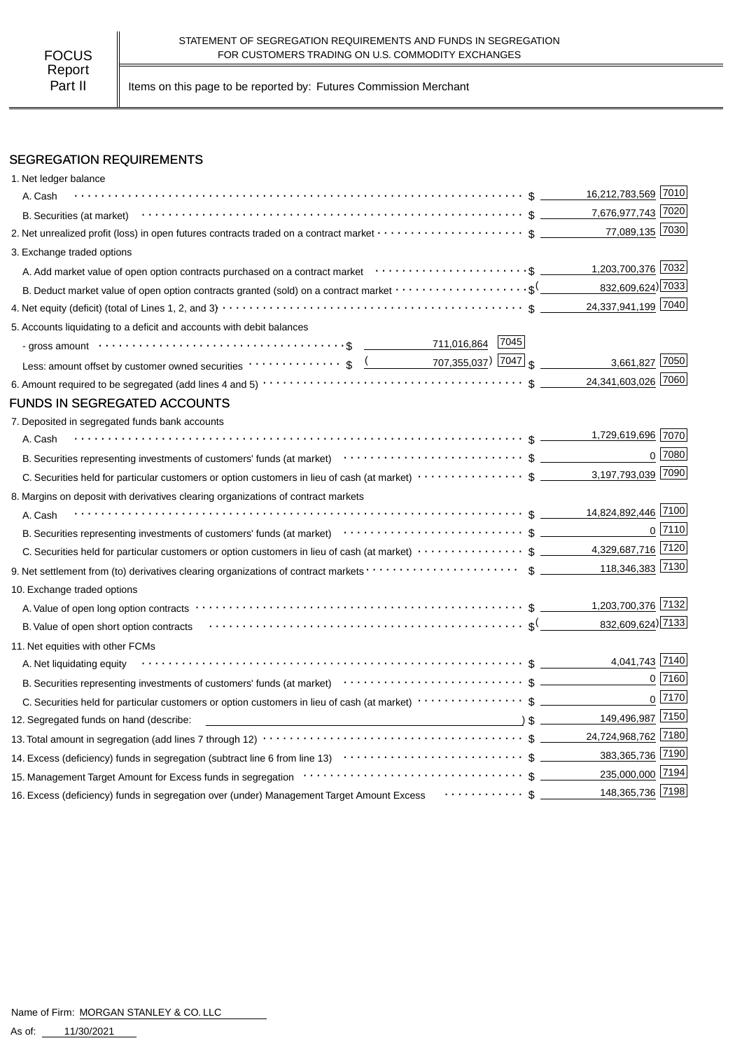FOCUS Report Part II

STATEMENT OF SEGREGATION REQUIREMENTS AND FUNDS IN SEGREGATION FOR CUSTOMERS TRADING ON U.S. COMMODITY EXCHANGES

Items on this page to be reported by: Futures Commission Merchant

## SEGREGATION REQUIREMENTS

| Item | | | Amount | Code |
|---|---|---|---|---|
| 1. Net ledger balance | | | | |
| A. Cash | | | $ 16,212,783,569 | 7010 |
| B. Securities (at market) | | | $ 7,676,977,743 | 7020 |
| 2. Net unrealized profit (loss) in open futures contracts traded on a contract market | | | $ 77,089,135 | 7030 |
| 3. Exchange traded options | | | | |
| A. Add market value of open option contracts purchased on a contract market | | | $ 1,203,700,376 | 7032 |
| B. Deduct market value of open option contracts granted (sold) on a contract market | | | $( 832,609,624) | 7033 |
| 4. Net equity (deficit) (total of Lines 1, 2, and 3) | | | $ 24,337,941,199 | 7040 |
| 5. Accounts liquidating to a deficit and accounts with debit balances | | | | |
| - gross amount | $ 711,016,864 | 7045 | | |
| Less: amount offset by customer owned securities | $ ( 707,355,037) | 7047 | $ 3,661,827 | 7050 |
| 6. Amount required to be segregated (add lines 4 and 5) | | | $ 24,341,603,026 | 7060 |

## FUNDS IN SEGREGATED ACCOUNTS

| Item | Amount | Code |
|---|---|---|
| 7. Deposited in segregated funds bank accounts | | |
| A. Cash | $ 1,729,619,696 | 7070 |
| B. Securities representing investments of customers' funds (at market) | $ 0 | 7080 |
| C. Securities held for particular customers or option customers in lieu of cash (at market) | $ 3,197,793,039 | 7090 |
| 8. Margins on deposit with derivatives clearing organizations of contract markets | | |
| A. Cash | $ 14,824,892,446 | 7100 |
| B. Securities representing investments of customers' funds (at market) | $ 0 | 7110 |
| C. Securities held for particular customers or option customers in lieu of cash (at market) | $ 4,329,687,716 | 7120 |
| 9. Net settlement from (to) derivatives clearing organizations of contract markets | $ 118,346,383 | 7130 |
| 10. Exchange traded options | | |
| A. Value of open long option contracts | $ 1,203,700,376 | 7132 |
| B. Value of open short option contracts | $( 832,609,624) | 7133 |
| 11. Net equities with other FCMs | | |
| A. Net liquidating equity | $ 4,041,743 | 7140 |
| B. Securities representing investments of customers' funds (at market) | $ 0 | 7160 |
| C. Securities held for particular customers or option customers in lieu of cash (at market) | $ 0 | 7170 |
| 12. Segregated funds on hand (describe: ) | $ 149,496,987 | 7150 |
| 13. Total amount in segregation (add lines 7 through 12) | $ 24,724,968,762 | 7180 |
| 14. Excess (deficiency) funds in segregation (subtract line 6 from line 13) | $ 383,365,736 | 7190 |
| 15. Management Target Amount for Excess funds in segregation | $ 235,000,000 | 7194 |
| 16. Excess (deficiency) funds in segregation over (under) Management Target Amount Excess | $ 148,365,736 | 7198 |

Name of Firm: MORGAN STANLEY & CO. LLC

As of: 11/30/2021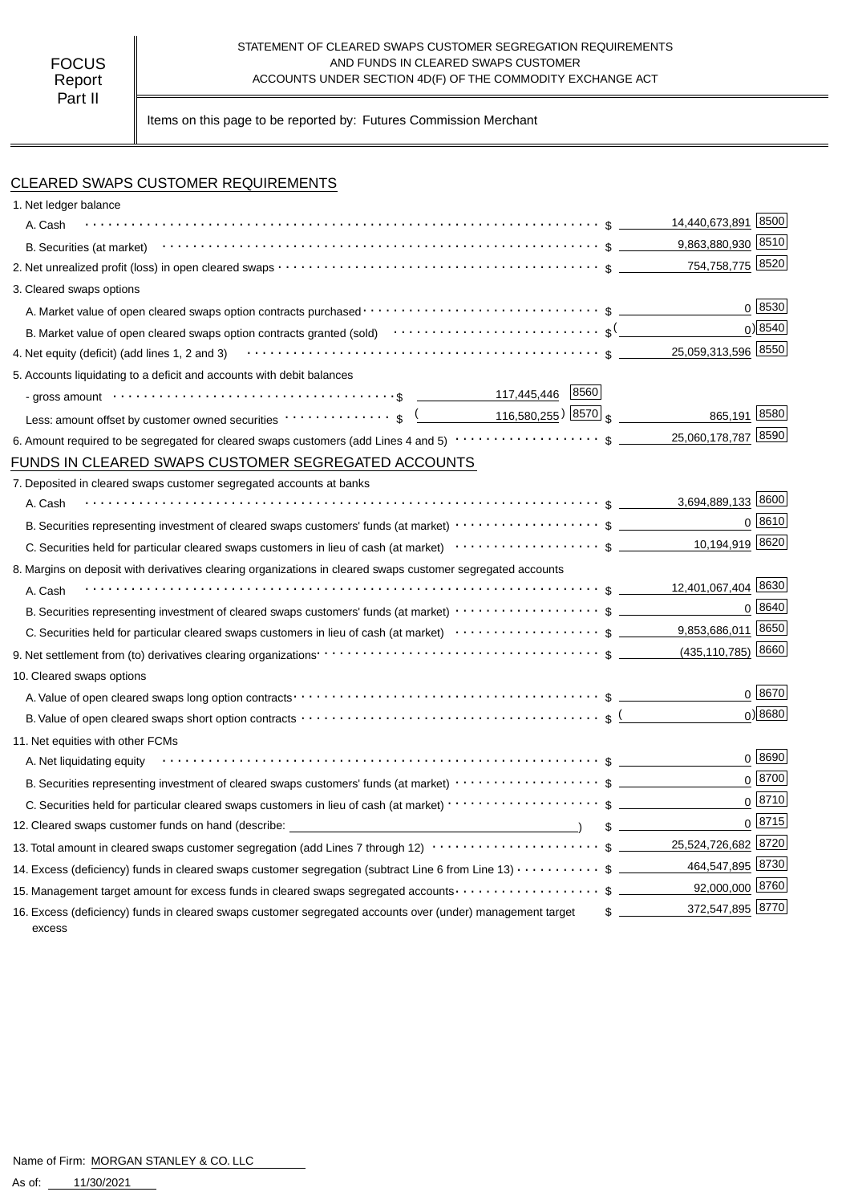FOCUS Report Part II

STATEMENT OF CLEARED SWAPS CUSTOMER SEGREGATION REQUIREMENTS AND FUNDS IN CLEARED SWAPS CUSTOMER ACCOUNTS UNDER SECTION 4D(F) OF THE COMMODITY EXCHANGE ACT

Items on this page to be reported by: Futures Commission Merchant

## CLEARED SWAPS CUSTOMER REQUIREMENTS

| Item | | | Amount | Code |
|---|---|---|---|---|
| 1. Net ledger balance | | | | |
| A. Cash | | | $ 14,440,673,891 | 8500 |
| B. Securities (at market) | | | $ 9,863,880,930 | 8510 |
| 2. Net unrealized profit (loss) in open cleared swaps | | | $ 754,758,775 | 8520 |
| 3. Cleared swaps options | | | | |
| A. Market value of open cleared swaps option contracts purchased | | | $ 0 | 8530 |
| B. Market value of open cleared swaps option contracts granted (sold) | | | $ (0) | 8540 |
| 4. Net equity (deficit) (add lines 1, 2 and 3) | | | $ 25,059,313,596 | 8550 |
| 5. Accounts liquidating to a deficit and accounts with debit balances | | | | |
| - gross amount | $ 117,445,446 | 8560 | | |
| Less: amount offset by customer owned securities | $ (116,580,255) | 8570 | $ 865,191 | 8580 |
| 6. Amount required to be segregated for cleared swaps customers (add Lines 4 and 5) | | | $ 25,060,178,787 | 8590 |

## FUNDS IN CLEARED SWAPS CUSTOMER SEGREGATED ACCOUNTS

| Item | Amount | Code |
|---|---|---|
| 7. Deposited in cleared swaps customer segregated accounts at banks | | |
| A. Cash | $ 3,694,889,133 | 8600 |
| B. Securities representing investment of cleared swaps customers' funds (at market) | $ 0 | 8610 |
| C. Securities held for particular cleared swaps customers in lieu of cash (at market) | $ 10,194,919 | 8620 |
| 8. Margins on deposit with derivatives clearing organizations in cleared swaps customer segregated accounts | | |
| A. Cash | $ 12,401,067,404 | 8630 |
| B. Securities representing investment of cleared swaps customers' funds (at market) | $ 0 | 8640 |
| C. Securities held for particular cleared swaps customers in lieu of cash (at market) | $ 9,853,686,011 | 8650 |
| 9. Net settlement from (to) derivatives clearing organizations | $ (435,110,785) | 8660 |
| 10. Cleared swaps options | | |
| A. Value of open cleared swaps long option contracts | $ 0 | 8670 |
| B. Value of open cleared swaps short option contracts | $ (0) | 8680 |
| 11. Net equities with other FCMs | | |
| A. Net liquidating equity | $ 0 | 8690 |
| B. Securities representing investment of cleared swaps customers' funds (at market) | $ 0 | 8700 |
| C. Securities held for particular cleared swaps customers in lieu of cash (at market) | $ 0 | 8710 |
| 12. Cleared swaps customer funds on hand (describe: ) | $ 0 | 8715 |
| 13. Total amount in cleared swaps customer segregation (add Lines 7 through 12) | $ 25,524,726,682 | 8720 |
| 14. Excess (deficiency) funds in cleared swaps customer segregation (subtract Line 6 from Line 13) | $ 464,547,895 | 8730 |
| 15. Management target amount for excess funds in cleared swaps segregated accounts | $ 92,000,000 | 8760 |
| 16. Excess (deficiency) funds in cleared swaps customer segregated accounts over (under) management target excess | $ 372,547,895 | 8770 |

Name of Firm: MORGAN STANLEY & CO. LLC

As of: 11/30/2021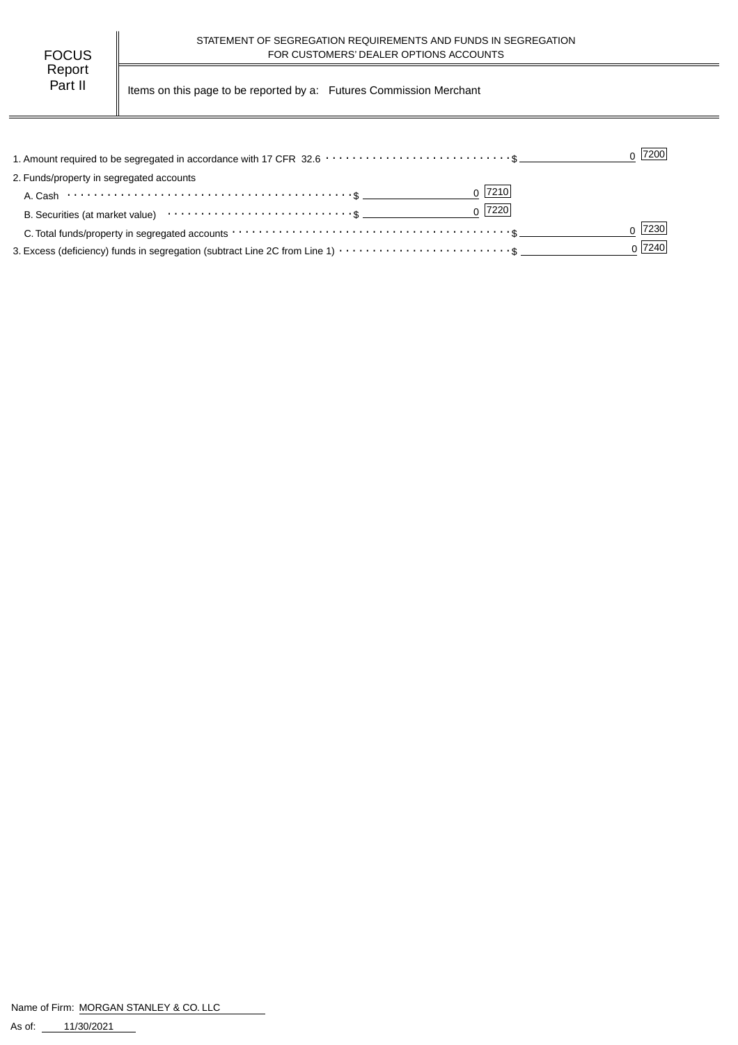FOCUS Report Part II

STATEMENT OF SEGREGATION REQUIREMENTS AND FUNDS IN SEGREGATION FOR CUSTOMERS' DEALER OPTIONS ACCOUNTS

Items on this page to be reported by a: Futures Commission Merchant

| Item | | | Amount | Code |
|---|---|---|---|---|
| 1. Amount required to be segregated in accordance with 17 CFR 32.6 | | | $ 0 | 7200 |
| 2. Funds/property in segregated accounts | | | | |
| A. Cash | $ 0 | 7210 | | |
| B. Securities (at market value) | $ 0 | 7220 | | |
| C. Total funds/property in segregated accounts | | | $ 0 | 7230 |
| 3. Excess (deficiency) funds in segregation (subtract Line 2C from Line 1) | | | $ 0 | 7240 |

Name of Firm: MORGAN STANLEY & CO. LLC

As of: 11/30/2021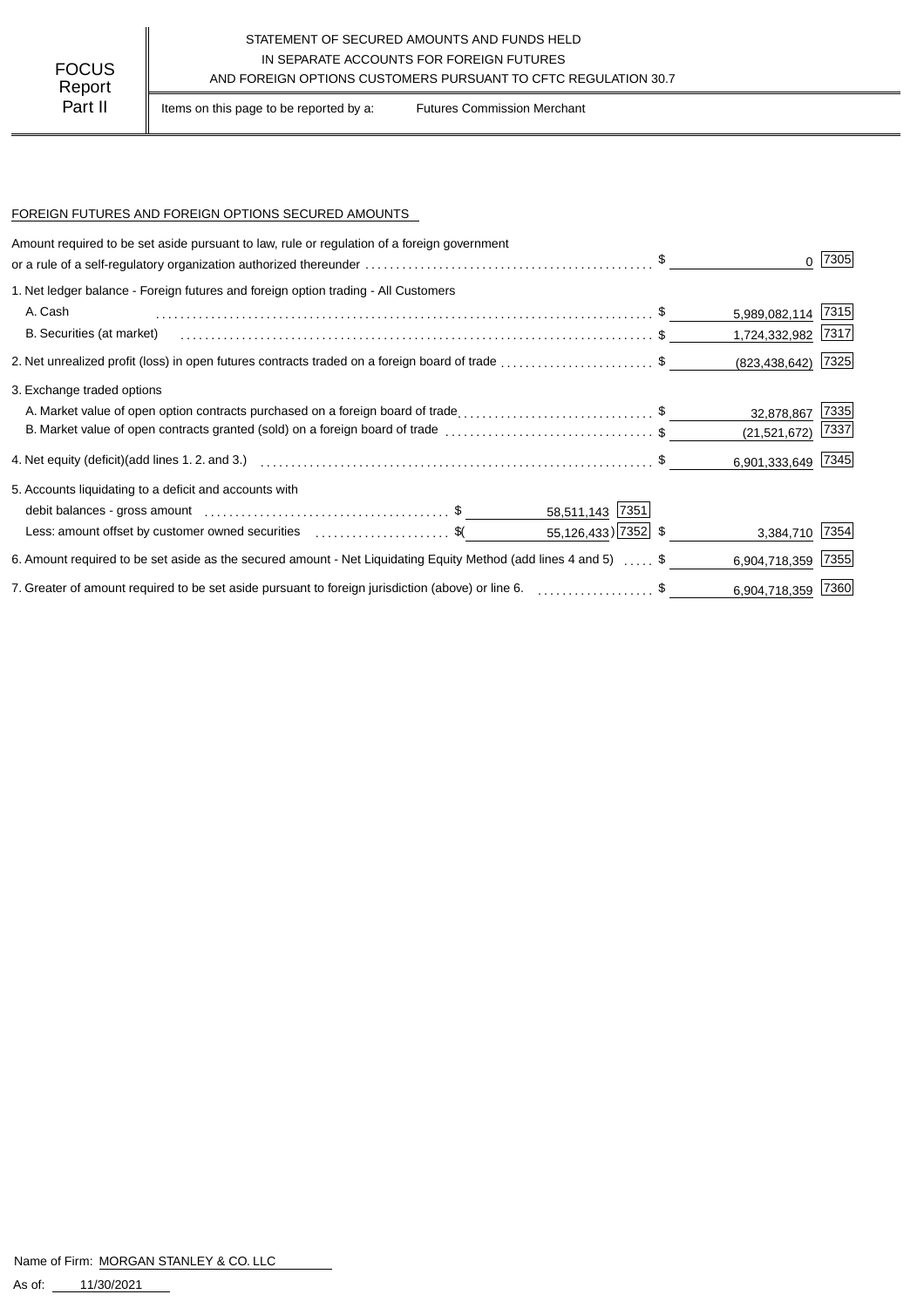FOCUS Report Part II

STATEMENT OF SECURED AMOUNTS AND FUNDS HELD
IN SEPARATE ACCOUNTS FOR FOREIGN FUTURES
AND FOREIGN OPTIONS CUSTOMERS PURSUANT TO CFTC REGULATION 30.7

Items on this page to be reported by a: Futures Commission Merchant

FOREIGN FUTURES AND FOREIGN OPTIONS SECURED AMOUNTS

| | | | | |
|---|---|---|---|---|
| Amount required to be set aside pursuant to law, rule or regulation of a foreign government or a rule of a self-regulatory organization authorized thereunder | | | $ 0 | 7305 |
| 1. Net ledger balance - Foreign futures and foreign option trading - All Customers | | | | |
| A. Cash | | | $ 5,989,082,114 | 7315 |
| B. Securities (at market) | | | $ 1,724,332,982 | 7317 |
| 2. Net unrealized profit (loss) in open futures contracts traded on a foreign board of trade | | | $ (823,438,642) | 7325 |
| 3. Exchange traded options | | | | |
| A. Market value of open option contracts purchased on a foreign board of trade | | | $ 32,878,867 | 7335 |
| B. Market value of open contracts granted (sold) on a foreign board of trade | | | $ (21,521,672) | 7337 |
| 4. Net equity (deficit)(add lines 1. 2. and 3.) | | | $ 6,901,333,649 | 7345 |
| 5. Accounts liquidating to a deficit and accounts with | | | | |
| debit balances - gross amount | $ 58,511,143 | 7351 | | |
| Less: amount offset by customer owned securities | $( 55,126,433) | 7352 | $ 3,384,710 | 7354 |
| 6. Amount required to be set aside as the secured amount - Net Liquidating Equity Method (add lines 4 and 5) | | | $ 6,904,718,359 | 7355 |
| 7. Greater of amount required to be set aside pursuant to foreign jurisdiction (above) or line 6. | | | $ 6,904,718,359 | 7360 |

Name of Firm: MORGAN STANLEY & CO. LLC

As of: 11/30/2021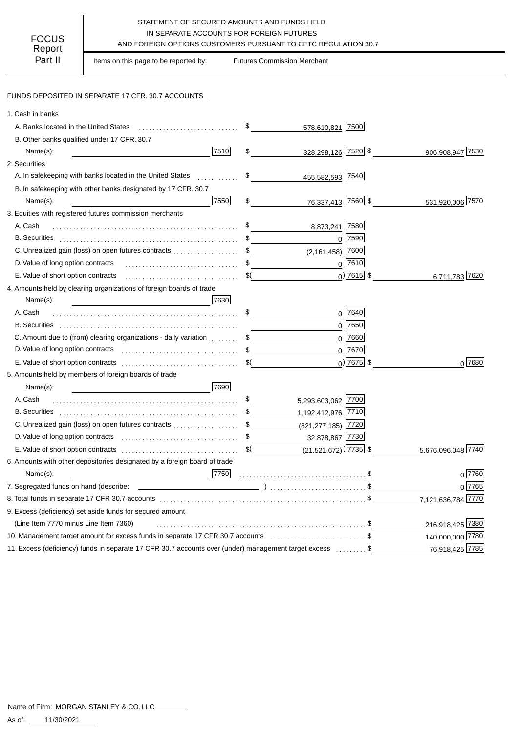FOCUS Report Part II

# STATEMENT OF SECURED AMOUNTS AND FUNDS HELD IN SEPARATE ACCOUNTS FOR FOREIGN FUTURES AND FOREIGN OPTIONS CUSTOMERS PURSUANT TO CFTC REGULATION 30.7

Items on this page to be reported by: Futures Commission Merchant

## FUNDS DEPOSITED IN SEPARATE 17 CFR. 30.7 ACCOUNTS

| | | | | | |
|---|---|---|---|---|---|
| 1. Cash in banks | | | | | |
| A. Banks located in the United States | | $ 578,610,821 | 7500 | | |
| B. Other banks qualified under 17 CFR. 30.7 | | | | | |
| Name(s): | 7510 | $ 328,298,126 | 7520 | $ 906,908,947 | 7530 |
| 2. Securities | | | | | |
| A. In safekeeping with banks located in the United States | | $ 455,582,593 | 7540 | | |
| B. In safekeeping with other banks designated by 17 CFR. 30.7 | | | | | |
| Name(s): | 7550 | $ 76,337,413 | 7560 | $ 531,920,006 | 7570 |
| 3. Equities with registered futures commission merchants | | | | | |
| A. Cash | | $ 8,873,241 | 7580 | | |
| B. Securities | | $ 0 | 7590 | | |
| C. Unrealized gain (loss) on open futures contracts | | $ (2,161,458) | 7600 | | |
| D. Value of long option contracts | | $ 0 | 7610 | | |
| E. Value of short option contracts | | $( 0) | 7615 | $ 6,711,783 | 7620 |
| 4. Amounts held by clearing organizations of foreign boards of trade | | | | | |
| Name(s): | 7630 | | | | |
| A. Cash | | $ 0 | 7640 | | |
| B. Securities | | 0 | 7650 | | |
| C. Amount due to (from) clearing organizations - daily variation | | $ 0 | 7660 | | |
| D. Value of long option contracts | | $ 0 | 7670 | | |
| E. Value of short option contracts | | $( 0) | 7675 | $ 0 | 7680 |
| 5. Amounts held by members of foreign boards of trade | | | | | |
| Name(s): | 7690 | | | | |
| A. Cash | | $ 5,293,603,062 | 7700 | | |
| B. Securities | | $ 1,192,412,976 | 7710 | | |
| C. Unrealized gain (loss) on open futures contracts | | $ (821,277,185) | 7720 | | |
| D. Value of long option contracts | | $ 32,878,867 | 7730 | | |
| E. Value of short option contracts | | $( (21,521,672)) | 7735 | $ 5,676,096,048 | 7740 |
| 6. Amounts with other depositories designated by a foreign board of trade | | | | | |
| Name(s): | 7750 | | | $ 0 | 7760 |
| 7. Segregated funds on hand (describe: ) | | | | $ 0 | 7765 |
| 8. Total funds in separate 17 CFR 30.7 accounts | | | | $ 7,121,636,784 | 7770 |
| 9. Excess (deficiency) set aside funds for secured amount (Line Item 7770 minus Line Item 7360) | | | | $ 216,918,425 | 7380 |
| 10. Management target amount for excess funds in separate 17 CFR 30.7 accounts | | | | $ 140,000,000 | 7780 |
| 11. Excess (deficiency) funds in separate 17 CFR 30.7 accounts over (under) management target excess | | | | $ 76,918,425 | 7785 |

Name of Firm: MORGAN STANLEY & CO. LLC

As of: 11/30/2021